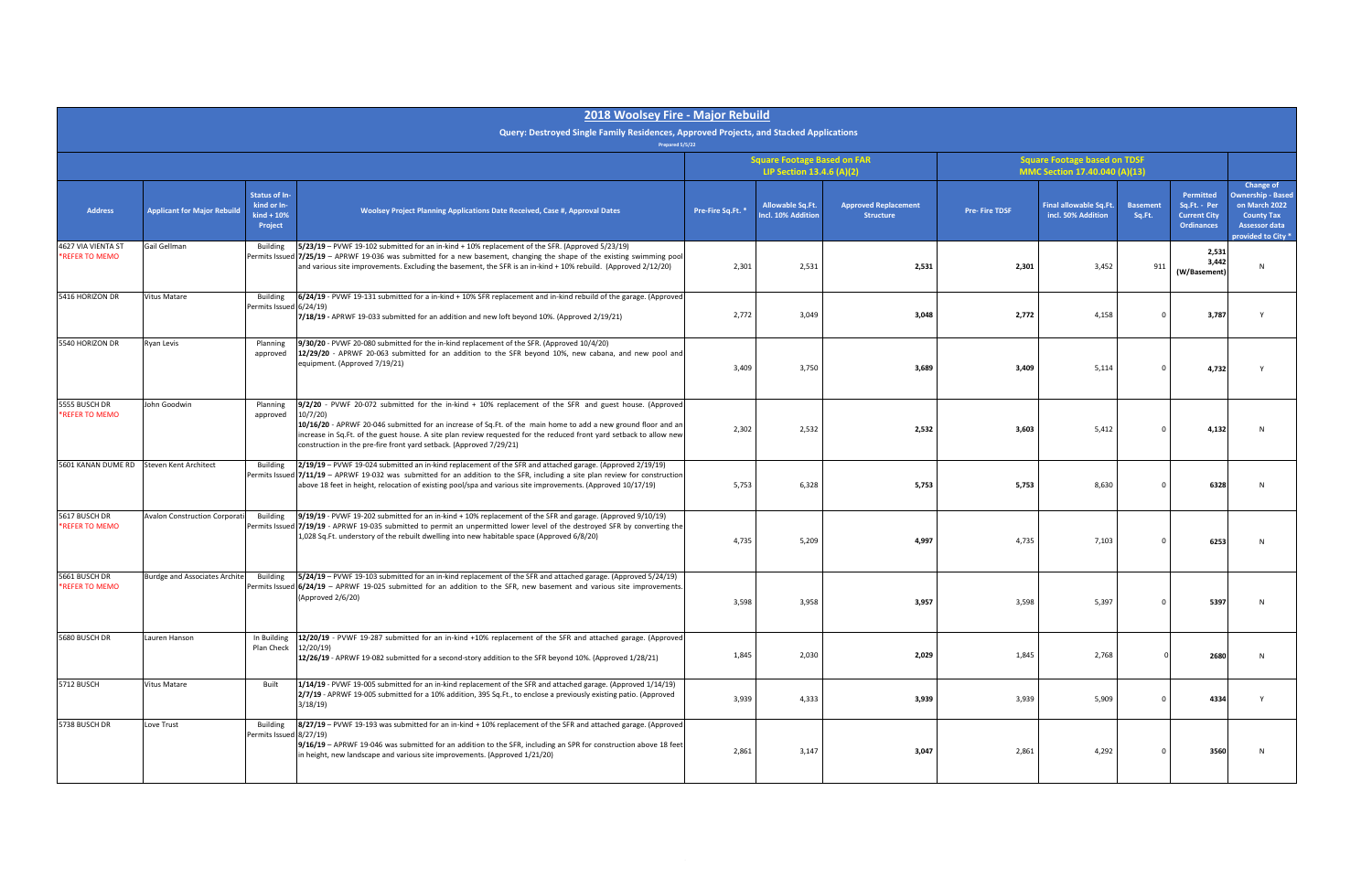# 2018 Woolsey Fire - Major Rebuild

## Query: Destroyed Single Family Residences, Approved Projects, and Stacked Applications

Prepared 5/5/22

| Address | Applicant for Major Rebuild | Status of In-kind or In-kind + 10% Project | Woolsey Project Planning Applications Date Received, Case #, Approval Dates | Square Footage Based on FAR LIP Section 13.4.6 (A)(2) | | | Square Footage based on TDSF MMC Section 17.40.040 (A)(13) | | | | |
|---|---|---|---|---|---|---|---|---|---|---|---|
| | | | | Pre-Fire Sq.Ft. * | Allowable Sq.Ft. Incl. 10% Addition | Approved Replacement Structure | Pre- Fire TDSF | Final allowable Sq.Ft. incl. 50% Addition | Basement Sq.Ft. | Permitted Sq.Ft. - Per Current City Ordinances | Change of Ownership - Based on March 2022 County Tax Assessor data provided to City * |
| 4627 VIA VIENTA ST *REFER TO MEMO | Gail Gellman | Building Permits Issued | **5/23/19** – PVWF 19-102 submitted for an in-kind + 10% replacement of the SFR. (Approved 5/23/19) **7/25/19** – APRWF 19-036 was submitted for a new basement, changing the shape of the existing swimming pool and various site improvements. Excluding the basement, the SFR is an in-kind + 10% rebuild. (Approved 2/12/20) | 2,301 | 2,531 | 2,531 | 2,301 | 3,452 | 911 | 2,531 3,442 (W/Basement) | N |
| 5416 HORIZON DR | Vitus Matare | Building Permits Issued | **6/24/19** - PVWF 19-131 submitted for a in-kind + 10% SFR replacement and in-kind rebuild of the garage. (Approved 6/24/19) **7/18/19** - APRWF 19-033 submitted for an addition and new loft beyond 10%. (Approved 2/19/21) | 2,772 | 3,049 | 3,048 | 2,772 | 4,158 | 0 | 3,787 | Y |
| 5540 HORIZON DR | Ryan Levis | Planning approved | **9/30/20** - PVWF 20-080 submitted for the in-kind replacement of the SFR. (Approved 10/4/20) **12/29/20** - APRWF 20-063 submitted for an addition to the SFR beyond 10%, new cabana, and new pool and equipment. (Approved 7/19/21) | 3,409 | 3,750 | 3,689 | 3,409 | 5,114 | 0 | 4,732 | Y |
| 5555 BUSCH DR *REFER TO MEMO | John Goodwin | Planning approved | **9/2/20** - PVWF 20-072 submitted for the in-kind + 10% replacement of the SFR and guest house. (Approved 10/7/20) **10/16/20** - APRWF 20-046 submitted for an increase of Sq.Ft. of the main home to add a new ground floor and an increase in Sq.Ft. of the guest house. A site plan review requested for the reduced front yard setback to allow new construction in the pre-fire front yard setback. (Approved 7/29/21) | 2,302 | 2,532 | 2,532 | 3,603 | 5,412 | 0 | 4,132 | N |
| 5601 KANAN DUME RD | Steven Kent Architect | Building Permits Issued | **2/19/19** – PVWF 19-024 submitted an in-kind replacement of the SFR and attached garage. (Approved 2/19/19) **7/11/19** – APRWF 19-032 was submitted for an addition to the SFR, including a site plan review for construction above 18 feet in height, relocation of existing pool/spa and various site improvements. (Approved 10/17/19) | 5,753 | 6,328 | 5,753 | 5,753 | 8,630 | 0 | 6328 | N |
| 5617 BUSCH DR *REFER TO MEMO | Avalon Construction Corporati | Building Permits Issued | **9/19/19** - PVWF 19-202 submitted for an in-kind + 10% replacement of the SFR and garage. (Approved 9/10/19) **7/19/19** - APRWF 19-035 submitted to permit an unpermitted lower level of the destroyed SFR by converting the 1,028 Sq.Ft. understory of the rebuilt dwelling into new habitable space (Approved 6/8/20) | 4,735 | 5,209 | 4,997 | 4,735 | 7,103 | 0 | 6253 | N |
| 5661 BUSCH DR *REFER TO MEMO | Burdge and Associates Archite | Building Permits Issued | **5/24/19** – PVWF 19-103 submitted for an in-kind replacement of the SFR and attached garage. (Approved 5/24/19) **6/24/19** – APRWF 19-025 submitted for an addition to the SFR, new basement and various site improvements. (Approved 2/6/20) | 3,598 | 3,958 | 3,957 | 3,598 | 5,397 | 0 | 5397 | N |
| 5680 BUSCH DR | Lauren Hanson | In Building Plan Check | **12/20/19** - PVWF 19-287 submitted for an in-kind +10% replacement of the SFR and attached garage. (Approved 12/20/19) **12/26/19** - APRWF 19-082 submitted for a second-story addition to the SFR beyond 10%. (Approved 1/28/21) | 1,845 | 2,030 | 2,029 | 1,845 | 2,768 | 0 | 2680 | N |
| 5712 BUSCH | Vitus Matare | Built | **1/14/19** - PVWF 19-005 submitted for an in-kind replacement of the SFR and attached garage. (Approved 1/14/19) **2/7/19** - APRWF 19-005 submitted for a 10% addition, 395 Sq.Ft., to enclose a previously existing patio. (Approved 3/18/19) | 3,939 | 4,333 | 3,939 | 3,939 | 5,909 | 0 | 4334 | Y |
| 5738 BUSCH DR | Love Trust | Building Permits Issued | **8/27/19** – PVWF 19-193 was submitted for an in-kind + 10% replacement of the SFR and attached garage. (Approved 8/27/19) **9/16/19** – APRWF 19-046 was submitted for an addition to the SFR, including an SPR for construction above 18 feet in height, new landscape and various site improvements. (Approved 1/21/20) | 2,861 | 3,147 | 3,047 | 2,861 | 4,292 | 0 | 3560 | N |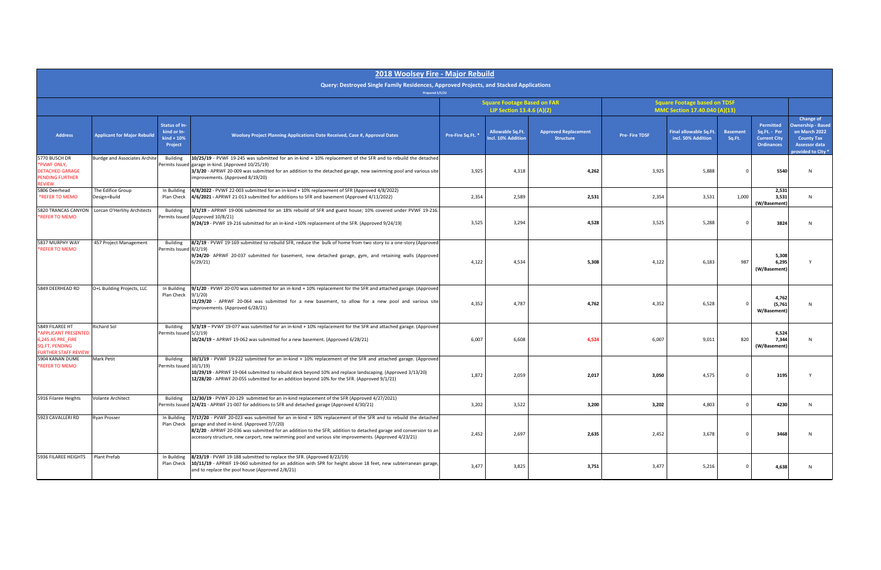# 2018 Woolsey Fire - Major Rebuild

**Query: Destroyed Single Family Residences, Approved Projects, and Stacked Applications**

Prepared 5/5/22

| Address | Applicant for Major Rebuild | Status of In-kind or In-kind + 10% Project | Woolsey Project Planning Applications Date Received, Case #, Approval Dates | Square Footage Based on FAR LIP Section 13.4.6 (A)(2) | | | Square Footage based on TDSF MMC Section 17.40.040 (A)(13) | | | | |
|---|---|---|---|---|---|---|---|---|---|---|---|
| | | | | Pre-Fire Sq.Ft. * | Allowable Sq.Ft. Incl. 10% Addition | Approved Replacement Structure | Pre- Fire TDSF | Final allowable Sq.Ft. incl. 50% Addition | Basement Sq.Ft. | Permitted Sq.Ft. - Per Current City Ordinances | Change of Ownership - Based on March 2022 County Tax Assessor data provided to City * |
| 5770 BUSCH DR *PVWF ONLY, DETACHED GARAGE PENDING FURTHER REVIEW | Burdge and Associates Archite | Building Permits Issued | **10/25/19** - PVWF 19-245 was submitted for an in-kind + 10% replacement of the SFR and to rebuild the detached garage in-kind. (Approved 10/25/19) **3/3/20** - APRWF 20-009 was submitted for an addition to the detached garage, new swimming pool and various site improvements. (Approved 8/19/20) | 3,925 | 4,318 | 4,262 | 3,925 | 5,888 | 0 | 5540 | N |
| 5806 Deerhead *REFER TO MEMO | The Edifice Group Design+Build | In Building Plan Check | **4/8/2022** - PVWF 22-003 submitted for an in-kind + 10% replacement of SFR (Approved 4/8/2022) **4/6/2021** - APRWF 21-013 submitted for additions to SFR and basement (Approved 4/11/2022) | 2,354 | 2,589 | 2,531 | 2,354 | 3,531 | 1,000 | 2,531 3,531 (W/Basement) | N |
| 5820 TRANCAS CANYON *REFER TO MEMO | Lorcan O'Herlihy Architects | Building Permits Issued | **3/1/19** - APRWF 19-006 submitted for an 18% rebuild of SFR and guest house; 10% covered under PVWF 19-216. (Approved 10/8/21) **9/24/19** - PVWF 19-216 submitted for an in-kind +10% replacement of the SFR. (Approved 9/24/19) | 3,525 | 3,294 | 4,528 | 3,525 | 5,288 | 0 | 3824 | N |
| 5837 MURPHY WAY *REFER TO MEMO | 457 Project Management | Building Permits Issued | **8/2/19** - PVWF 19-169 submitted to rebuild SFR, reduce the bulk of home from two story to a one-story (Approved 8/2/19) **9/24/20**- APRWF 20-037 submitted for basement, new detached garage, gym, and retaining walls (Approved 6/29/21) | 4,122 | 4,534 | 5,308 | 4,122 | 6,183 | 987 | 5,308 6,295 (W/Basement) | Y |
| 5849 DEERHEAD RD | O+L Building Projects, LLC | In Building Plan Check | **9/1/20** - PVWF 20-070 was submitted for an in-kind + 10% replacement for the SFR and attached garage. (Approved 9/1/20) **12/29/20** - APRWF 20-064 was submitted for a new basement, to allow for a new pool and various site improvements. (Approved 6/28/21) | 4,352 | 4,787 | 4,762 | 4,352 | 6,528 | 0 | 4,762 (5,761 W/Basement) | N |
| 5849 FILAREE HT *APPLICANT PRESENTED 6,245 AS PRE_FIRE SQ.FT. PENDING FURTHER STAFF REVIEW | Richard Sol | Building Permits Issued | **5/3/19** – PVWF 19-077 was submitted for an in-kind + 10% replacement for the SFR and attached garage. (Approved 5/2/19) **10/24/19** – APRWF 19-062 was submitted for a new basement. (Approved 6/28/21) | 6,007 | 6,608 | 6,524 | 6,007 | 9,011 | 820 | 6,524 7,344 (W/Basement) | N |
| 5904 KANAN DUME *REFER TO MEMO | Mark Petit | Building Permits Issued | **10/1/19** - PVWF 19-222 submitted for an in-kind + 10% replacement of the SFR and attached garage. (Approved 10/1/19) **10/29/19** - APRWF 19-064 submitted to rebuild deck beyond 10% and replace landscaping. (Approved 3/13/20) **12/28/20** - APRWF 20-055 submitted for an addition beyond 10% for the SFR. (Approved 9/1/21) | 1,872 | 2,059 | 2,017 | 3,050 | 4,575 | 0 | 3195 | Y |
| 5916 Filaree Heights | Volante Architect | Building Permits Issued | **12/30/19** - PVWF 20-129 submitted for an in-kind replacement of the SFR (Approved 4/27/2021) **2/4/21** - APRWF 21-007 for additions to SFR and detached garage (Approved 4/30/21) | 3,202 | 3,522 | 3,200 | 3,202 | 4,803 | 0 | 4230 | N |
| 5923 CAVALLERI RD | Ryan Prosser | In Building Plan Check | **7/17/20** - PVWF 20-023 was submitted for an in-kind + 10% replacement of the SFR and to rebuild the detached garage and shed in-kind. (Approved 7/7/20) **8/2/20** - APRWF 20-036 was submitted for an addition to the SFR, addition to detached garage and conversion to an accessory structure, new carport, new swimming pool and various site improvements. (Approved 4/23/21) | 2,452 | 2,697 | 2,635 | 2,452 | 3,678 | 0 | 3468 | N |
| 5936 FILAREE HEIGHTS | Plant Prefab | In Building Plan Check | **8/23/19** - PVWF 19-188 submitted to replace the SFR. (Approved 8/23/19) **10/11/19** - APRWF 19-060 submitted for an addition with SPR for height above 18 feet, new subterranean garage, and to replace the pool house (Approved 2/8/21) | 3,477 | 3,825 | 3,751 | 3,477 | 5,216 | 0 | 4,638 | N |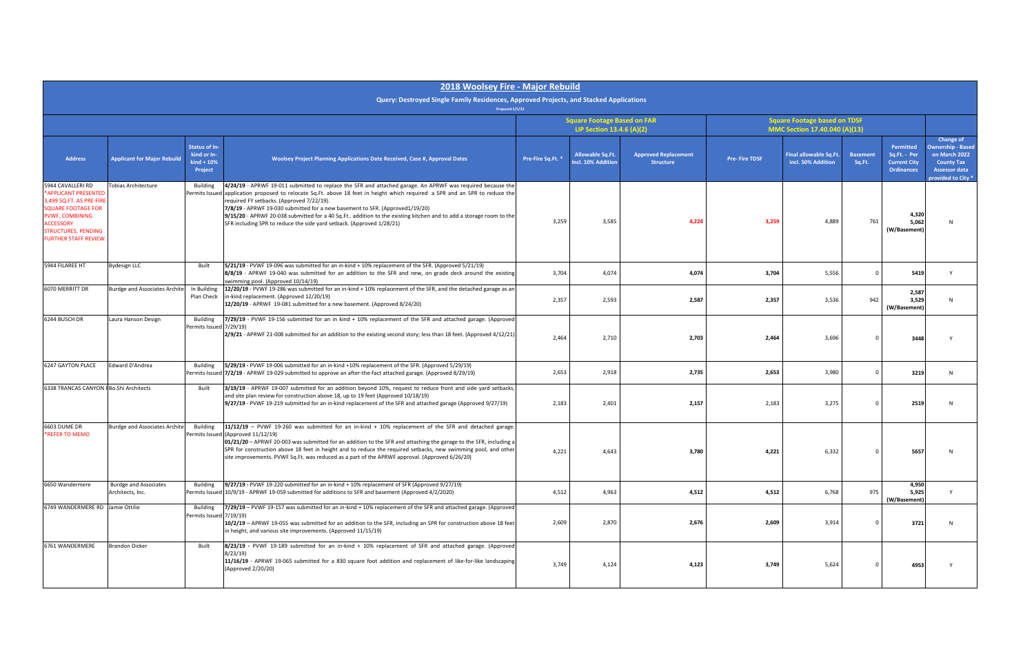# 2018 Woolsey Fire - Major Rebuild

**Query: Destroyed Single Family Residences, Approved Projects, and Stacked Applications**

Prepared 5/5/22

| Address | Applicant for Major Rebuild | Status of In-kind or In-kind + 10% Project | Woolsey Project Planning Applications Date Received, Case #, Approval Dates | Square Footage Based on FAR LIP Section 13.4.6 (A)(2) | | | Square Footage based on TDSF MMC Section 17.40.040 (A)(13) | | | | |
|---|---|---|---|---|---|---|---|---|---|---|---|
| | | | | Pre-Fire Sq.Ft. * | Allowable Sq.Ft. Incl. 10% Addition | Approved Replacement Structure | Pre- Fire TDSF | Final allowable Sq.Ft. incl. 50% Addition | Basement Sq.Ft. | Permitted Sq.Ft. - Per Current City Ordinances | Change of Ownership - Based on March 2022 County Tax Assessor data provided to City * |
| 5944 CAVALLERI RD *APPLICANT PRESENTED 3,499 SQ.FT. AS PRE-FIRE SQUARE FOOTAGE FOR PVWF, COMBINING ACCESSORY STRUCTURES. PENDING FURTHER STAFF REVIEW. | Tobias Architecture | Building Permits Issued | **4/24/19** - APRWF 19-011 submitted to replace the SFR and attached garage. An APRWF was required because the application proposed to relocate Sq.Ft. above 18 feet in height which required a SPR and an SPR to reduce the required FY setbacks. (Approved 7/22/19).<br>**7/8/19** - APRWF 19-030 submitted for a new basement to SFR. (Approved1/19/20)<br>**9/15/20** - APRWF 20-038 submitted for a 40 Sq.Ft.. addition to the existing kitchen and to add a storage room to the SFR including SPR to reduce the side yard setback. (Approved 1/28/21) | 3,259 | 3,585 | 4,224 | 3,259 | 4,889 | 761 | 4,320<br>5,062<br>(W/Basement) | N |
| 5944 FILAREE HT | Bydesign LLC | Built | **5/21/19** - PVWF 19-096 was submitted for an in-kind + 10% replacement of the SFR. (Approved 5/21/19)<br>**8/8/19** - APRWF 19-040 was submitted for an addition to the SFR and new, on grade deck around the existing swimming pool. (Approved 10/14/19) | 3,704 | 4,074 | 4,074 | 3,704 | 5,556 | 0 | 5419 | Y |
| 6070 MERRITT DR | Burdge and Associates Archite | In Building Plan Check | **12/20/19** - PVWF 19-286 was submitted for an in-kind + 10% replacement of the SFR, and the detached garage as an in-kind replacement. (Approved 12/20/19)<br>**12/20/19** - APRWF 19-081 submitted for a new basement. (Approved 8/24/20) | 2,357 | 2,593 | 2,587 | 2,357 | 3,536 | 942 | 2,587<br>3,529<br>(W/Basement) | N |
| 6244 BUSCH DR | Laura Hanson Design | Building Permits Issued | **7/29/19** - PVWF 19-156 submitted for an in kind + 10% replacement of the SFR and attached garage. (Approved 7/29/19)<br>**2/9/21** - APRWF 21-008 submitted for an addition to the existing second story; less than 18 feet. (Approved 4/12/21) | 2,464 | 2,710 | 2,703 | 2,464 | 3,696 | 0 | 3448 | Y |
| 6247 GAYTON PLACE | Edward D'Andrea | Building Permits Issued | **5/29/19** - PVWF 19-006 submitted for an in-kind +10% replacement of the SFR. (Approved 5/29/19)<br>**7/2/19** - APRWF 19-029 submitted to approve an after-the-fact attached garage. (Approved 8/29/19) | 2,653 | 2,918 | 2,735 | 2,653 | 3,980 | 0 | 3219 | N |
| 6338 TRANCAS CANYON R | Bo.Shi Architects | Built | **3/19/19** - APRWF 19-007 submitted for an addition beyond 10%, request to reduce front and side yard setbacks, and site plan review for construction above 18, up to 19 feet (Approved 10/18/19)<br>**9/27/19** - PVWF 19-219 submitted for an in-kind replacement of the SFR and attached garage (Approved 9/27/19) | 2,183 | 2,401 | 2,157 | 2,183 | 3,275 | 0 | 2519 | N |
| 6603 DUME DR *REFER TO MEMO | Burdge and Associates Archite | Building Permits Issued | **11/12/19** – PVWF 19-260 was submitted for an in-kind + 10% replacement of the SFR and detached garage. (Approved 11/12/19)<br>**01/21/20** – APRWF 20-003 was submitted for an addition to the SFR and attaching the garage to the SFR, including a SPR for construction above 18 feet in height and to reduce the required setbacks, new swimming pool, and other site improvements. PVWF Sq.Ft. was reduced as a part of the APRWF approval. (Approved 6/26/20) | 4,221 | 4,643 | 3,780 | 4,221 | 6,332 | 0 | 5657 | N |
| 6650 Wandermere | Burdge and Associates Architects, Inc. | Building Permits Issued | **9/27/19** - PVWF 19-220 submitted for an in-kind + 10% replacement of SFR (Approved 9/27/19)<br>10/9/19 - APRWF 19-059 submitted for additions to SFR and basement (Approved 4/2/2020) | 4,512 | 4,963 | 4,512 | 4,512 | 6,768 | 975 | 4,950<br>5,925<br>(W/Basement) | Y |
| 6749 WANDERMERE RD | Jamie Ottilie | Building Permits Issued | **7/29/19** – PVWF 19-157 was submitted for an in-kind + 10% replacement of the SFR and attached garage. (Approved 7/19/19)<br>**10/2/19** – APRWF 19-055 was submitted for an addition to the SFR, including an SPR for construction above 18 feet in height, and various site improvements. (Approved 11/15/19) | 2,609 | 2,870 | 2,676 | 2,609 | 3,914 | 0 | 3721 | N |
| 6761 WANDERMERE | Brandon Dicker | Built | **8/23/19** - PVWF 19-189 submitted for an in-kind + 10% replacement of SFR and attached garage. (Approved 8/23/19)<br>**11/16/19** - APRWF 19-065 submitted for a 830 square foot addition and replacement of like-for-like landscaping (Approved 2/20/20) | 3,749 | 4,124 | 4,123 | 3,749 | 5,624 | 0 | 4953 | Y |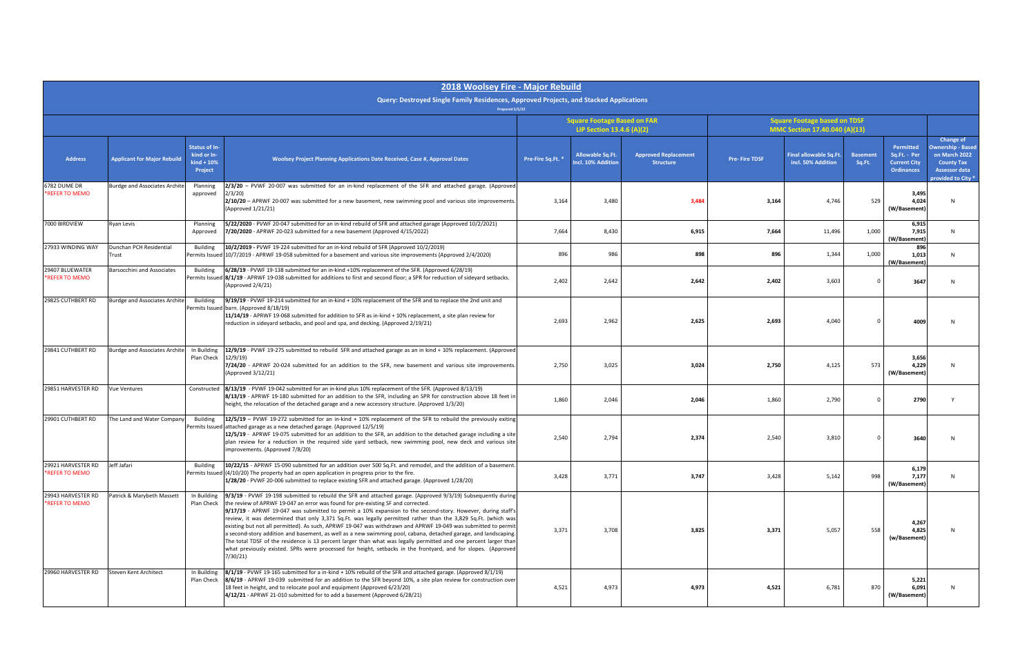# 2018 Woolsey Fire - Major Rebuild

**Query: Destroyed Single Family Residences, Approved Projects, and Stacked Applications**

Prepared 5/5/22

| Address | Applicant for Major Rebuild | Status of In-kind or In-kind + 10% Project | Woolsey Project Planning Applications Date Received, Case #, Approval Dates | Square Footage Based on FAR LIP Section 13.4.6 (A)(2) | | | Square Footage based on TDSF MMC Section 17.40.040 (A)(13) | | | | |
|---|---|---|---|---|---|---|---|---|---|---|---|
| | | | | Pre-Fire Sq.Ft. * | Allowable Sq.Ft. Incl. 10% Addition | Approved Replacement Structure | Pre- Fire TDSF | Final allowable Sq.Ft. incl. 50% Addition | Basement Sq.Ft. | Permitted Sq.Ft. - Per Current City Ordinances | Change of Ownership - Based on March 2022 County Tax Assessor data provided to City * |
| 6782 DUME DR *REFER TO MEMO | Burdge and Associates Archite | Planning approved | **2/3/20** – PVWF 20-007 was submitted for an in-kind replacement of the SFR and attached garage. (Approved 2/3/20) **2/10/20** – APRWF 20-007 was submitted for a new basement, new swimming pool and various site improvements. (Approved 1/21/21) | 3,164 | 3,480 | 3,484 | 3,164 | 4,746 | 529 | 3,495 4,024 (W/Basement) | N |
| 7000 BIRDVIEW | Ryan Levis | Planning Approved | **5/22/2020** - PVWF 20-047 submitted for an in-kind rebuild of SFR and attached garage (Approved 10/2/2021) **7/20/2020** - APRWF 20-023 submitted for a new basement (Approved 4/15/2022) | 7,664 | 8,430 | 6,915 | 7,664 | 11,496 | 1,000 | 6,915 7,915 (W/Basement) | N |
| 27933 WINDING WAY | Dunchan PCH Residential Trust | Building Permits Issued | **10/2/2019** - PVWF 19-224 submitted for an in-kind rebuild of SFR (Approved 10/2/2019) 10/7/2019 - APRWF 19-058 submitted for a basement and various site improvements (Approved 2/4/2020) | 896 | 986 | 898 | 896 | 1,344 | 1,000 | 896 1,013 (W/Basement) | N |
| 29407 BLUEWATER *REFER TO MEMO | Barsocchini and Associates | Building Permits Issued | **6/28/19** - PVWF 19-138 submitted for an in-kind +10% replacement of the SFR. (Approved 6/28/19) **8/1/19** - APRWF 19-038 submitted for additions to first and second floor; a SPR for reduction of sideyard setbacks. (Approved 2/4/21) | 2,402 | 2,642 | 2,642 | 2,402 | 3,603 | 0 | 3647 | N |
| 29825 CUTHBERT RD | Burdge and Associates Archite | Building Permits Issued | **9/19/19** - PVWF 19-214 submitted for an in-kind + 10% replacement of the SFR and to replace the 2nd unit and barn. (Approved 8/18/19) **11/14/19** - APRWF 19-068 submitted for addition to SFR as in-kind + 10% replacement, a site plan review for reduction in sideyard setbacks, and pool and spa, and decking. (Approved 2/19/21) | 2,693 | 2,962 | 2,625 | 2,693 | 4,040 | 0 | 4009 | N |
| 29841 CUTHBERT RD | Burdge and Associates Archite | In Building Plan Check | **12/9/19** - PVWF 19-275 submitted to rebuild SFR and attached garage as an in kind + 10% replacement. (Approved 12/9/19) **7/24/20** - APRWF 20-024 submitted for an addition to the SFR, new basement and various site improvements. (Approved 3/12/21) | 2,750 | 3,025 | 3,024 | 2,750 | 4,125 | 573 | 3,656 4,229 (W/Basement) | N |
| 29851 HARVESTER RD | Vue Ventures | Constructed | **8/13/19** - PVWF 19-042 submitted for an in-kind plus 10% replacement of the SFR. (Approved 8/13/19) **8/13/19** - APRWF 19-180 submitted for an addition to the SFR, including an SPR for construction above 18 feet in height, the relocation of the detached garage and a new accessory structure. (Approved 1/3/20) | 1,860 | 2,046 | 2,046 | 1,860 | 2,790 | 0 | 2790 | Y |
| 29901 CUTHBERT RD | The Land and Water Company | Building Permits Issued | **12/5/19** – PVWF 19-272 submitted for an in-kind + 10% replacement of the SFR to rebuild the previously exiting attached garage as a new detached garage. (Approved 12/5/19) **12/5/19** - APRWF 19-075 submitted for an addition to the SFR, an addition to the detached garage including a site plan review for a reduction in the required side yard setback, new swimming pool, new deck and various site improvements. (Approved 7/8/20) | 2,540 | 2,794 | 2,374 | 2,540 | 3,810 | 0 | 3640 | N |
| 29921 HARVESTER RD *REFER TO MEMO | Jeff Jafari | Building Permits Issued | **10/22/15** - APRWF 15-090 submitted for an addition over 500 Sq.Ft. and remodel, and the addition of a basement. (4/10/20) The property had an open application in progress prior to the fire. **1/28/20** - PVWF 20-006 submitted to replace existing SFR and attached garage. (Approved 1/28/20) | 3,428 | 3,771 | 3,747 | 3,428 | 5,142 | 998 | 6,179 7,177 (W/Basement) | N |
| 29943 HARVESTER RD *REFER TO MEMO | Patrick & Marybeth Massett | In Building Plan Check | **9/3/19** - PVWF 19-198 submitted to rebuild the SFR and attached garage. (Approved 9/3/19) Subsequently during the review of APRWF 19-047 an error was found for pre-existing SF and corrected. **9/17/19** - APRWF 19-047 was submitted to permit a 10% expansion to the second-story. However, during staff's review, it was determined that only 3,371 Sq.Ft. was legally permitted rather than the 3,829 Sq.Ft. (which was existing but not all permitted). As such, APRWF 19-047 was withdrawn and APRWF 19-049 was submitted to permit a second-story addition and basement, as well as a new swimming pool, cabana, detached garage, and landscaping. The total TDSF of the residence is 13 percent larger than what was legally permitted and one percent larger than what previously existed. SPRs were processed for height, setbacks in the frontyard, and for slopes. (Approved 7/30/21) | 3,371 | 3,708 | 3,825 | 3,371 | 5,057 | 558 | 4,267 4,825 (w/Basement) | N |
| 29960 HARVESTER RD | Steven Kent Architect | In Building Plan Check | **8/1/19** - PVWF 19-165 submitted for a in-kind + 10% rebuild of the SFR and attached garage. (Approved 8/1/19) **8/6/19** - APRWF 19-039 submitted for an addition to the SFR beyond 10%, a site plan review for construction over 18 feet in height, and to relocate pool and equipment (Approved 6/23/20) **4/12/21** - APRWF 21-010 submitted for to add a basement (Approved 6/28/21) | 4,521 | 4,973 | 4,973 | 4,521 | 6,781 | 870 | 5,221 6,091 (W/Basement) | N |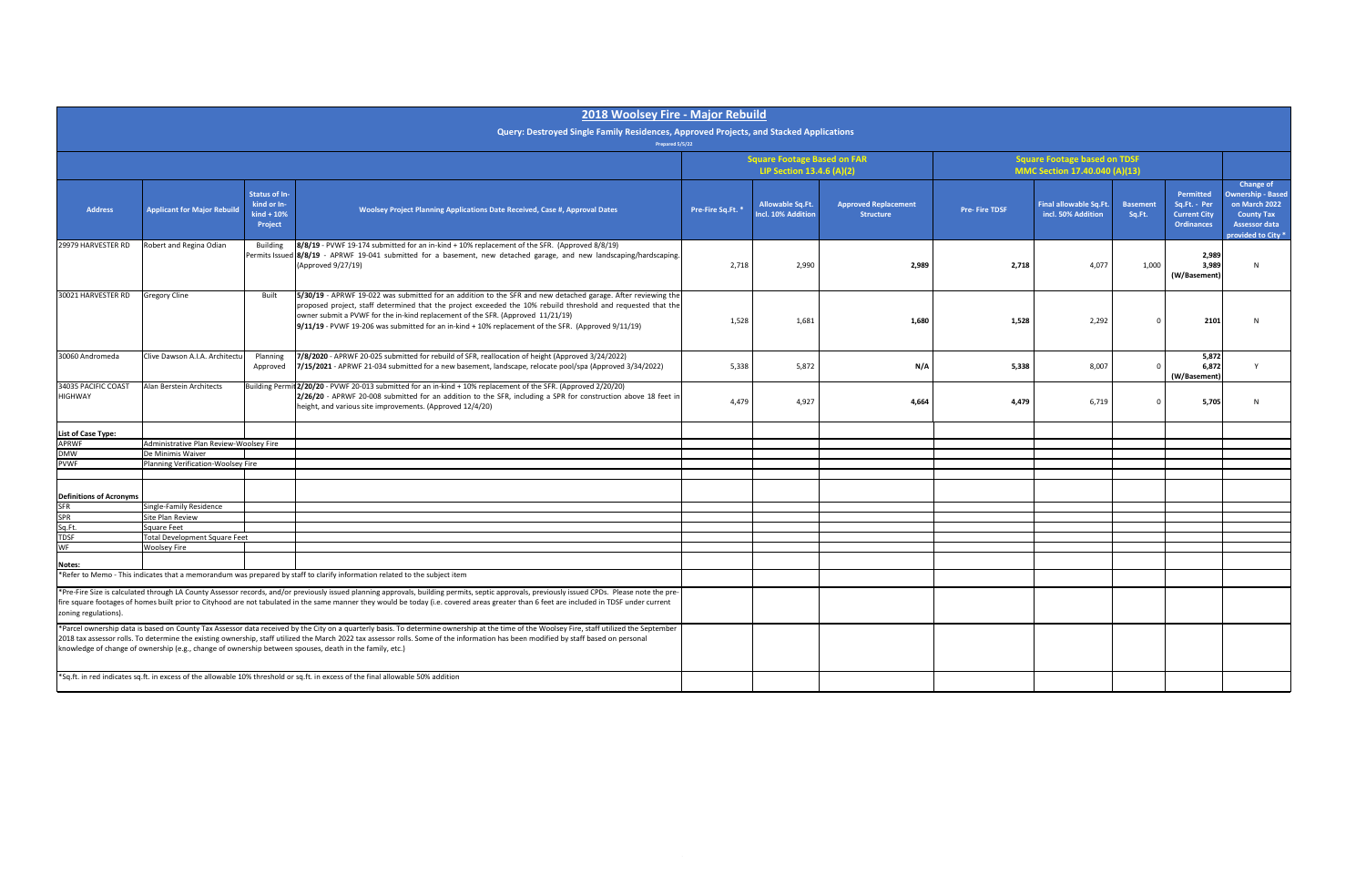# 2018 Woolsey Fire - Major Rebuild

**Query: Destroyed Single Family Residences, Approved Projects, and Stacked Applications**

Prepared 5/5/22

| | | | | Square Footage Based on FAR LIP Section 13.4.6 (A)(2) | | | Square Footage based on TDSF MMC Section 17.40.040 (A)(13) | | | | |
|---|---|---|---|---|---|---|---|---|---|---|---|
| **Address** | **Applicant for Major Rebuild** | **Status of In-kind or In-kind + 10% Project** | **Woolsey Project Planning Applications Date Received, Case #, Approval Dates** | **Pre-Fire Sq.Ft. *** | **Allowable Sq.Ft. Incl. 10% Addition** | **Approved Replacement Structure** | **Pre- Fire TDSF** | **Final allowable Sq.Ft. incl. 50% Addition** | **Basement Sq.Ft.** | **Permitted Sq.Ft. - Per Current City Ordinances** | **Change of Ownership - Based on March 2022 County Tax Assessor data provided to City *** |
| 29979 HARVESTER RD | Robert and Regina Odian | Building Permits Issued | **8/8/19** - PVWF 19-174 submitted for an in-kind + 10% replacement of the SFR. (Approved 8/8/19)<br>**8/8/19** - APRWF 19-041 submitted for a basement, new detached garage, and new landscaping/hardscaping. (Approved 9/27/19) | 2,718 | 2,990 | **2,989** | **2,718** | 4,077 | 1,000 | **2,989<br>3,989 (W/Basement)** | N |
| 30021 HARVESTER RD | Gregory Cline | Built | **5/30/19** - APRWF 19-022 was submitted for an addition to the SFR and new detached garage. After reviewing the proposed project, staff determined that the project exceeded the 10% rebuild threshold and requested that the owner submit a PVWF for the in-kind replacement of the SFR. (Approved 11/21/19)<br>**9/11/19** - PVWF 19-206 was submitted for an in-kind + 10% replacement of the SFR. (Approved 9/11/19) | 1,528 | 1,681 | **1,680** | **1,528** | 2,292 | 0 | **2101** | N |
| 30060 Andromeda | Clive Dawson A.I.A. Architectu | Planning Approved | **7/8/2020** - APRWF 20-025 submitted for rebuild of SFR, reallocation of height (Approved 3/24/2022)<br>**7/15/2021** - APRWF 21-034 submitted for a new basement, landscape, relocate pool/spa (Approved 3/34/2022) | 5,338 | 5,872 | **N/A** | **5,338** | 8,007 | 0 | **5,872<br>6,872 (W/Basement)** | Y |
| 34035 PACIFIC COAST HIGHWAY | Alan Berstein Architects | Building Permit | **2/20/20** - PVWF 20-013 submitted for an in-kind + 10% replacement of the SFR. (Approved 2/20/20)<br>**2/26/20** - APRWF 20-008 submitted for an addition to the SFR, including a SPR for construction above 18 feet in height, and various site improvements. (Approved 12/4/20) | 4,479 | 4,927 | **4,664** | **4,479** | 6,719 | 0 | **5,705** | N |

**List of Case Type:**

| | |
|---|---|
| APRWF | Administrative Plan Review-Woolsey Fire |
| DMW | De Minimis Waiver |
| PVWF | Planning Verification-Woolsey Fire |

**Definitions of Acronyms**

| | |
|---|---|
| SFR | Single-Family Residence |
| SPR | Site Plan Review |
| Sq.Ft. | Square Feet |
| TDSF | Total Development Square Feet |
| WF | Woolsey Fire |

**Notes:**

*Refer to Memo - This indicates that a memorandum was prepared by staff to clarify information related to the subject item

*Pre-Fire Size is calculated through LA County Assessor records, and/or previously issued planning approvals, building permits, septic approvals, previously issued CPDs. Please note the pre-fire square footages of homes built prior to Cityhood are not tabulated in the same manner they would be today (i.e. covered areas greater than 6 feet are included in TDSF under current zoning regulations).

*Parcel ownership data is based on County Tax Assessor data received by the City on a quarterly basis. To determine ownership at the time of the Woolsey Fire, staff utilized the September 2018 tax assessor rolls. To determine the existing ownership, staff utilized the March 2022 tax assessor rolls. Some of the information has been modified by staff based on personal knowledge of change of ownership (e.g., change of ownership between spouses, death in the family, etc.)

*Sq.ft. in red indicates sq.ft. in excess of the allowable 10% threshold or sq.ft. in excess of the final allowable 50% addition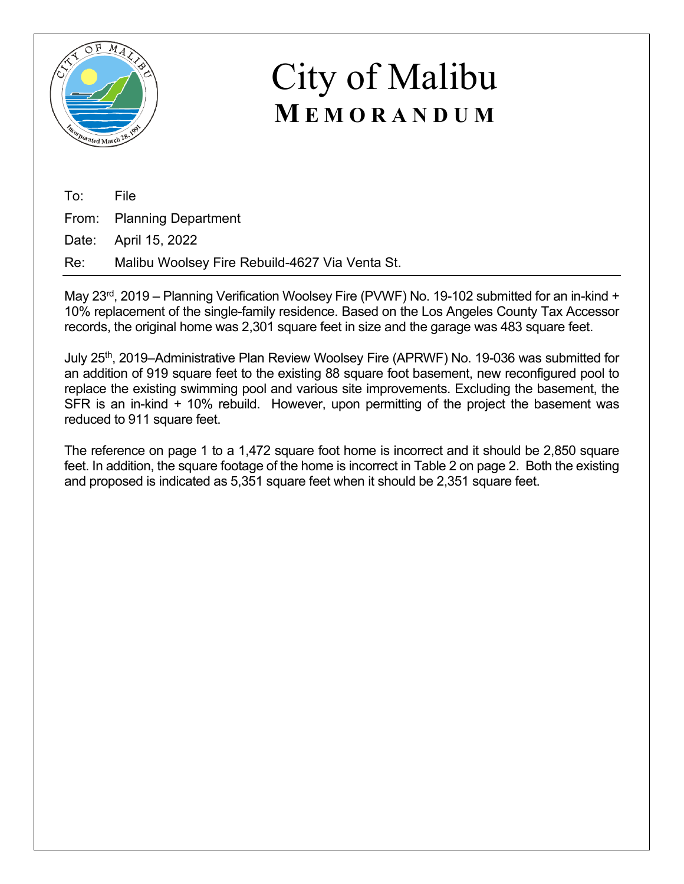# City of Malibu

## MEMORANDUM

To: File

From: Planning Department

Date: April 15, 2022

Re: Malibu Woolsey Fire Rebuild-4627 Via Venta St.

---

May 23rd, 2019 – Planning Verification Woolsey Fire (PVWF) No. 19-102 submitted for an in-kind + 10% replacement of the single-family residence. Based on the Los Angeles County Tax Accessor records, the original home was 2,301 square feet in size and the garage was 483 square feet.

July 25th, 2019–Administrative Plan Review Woolsey Fire (APRWF) No. 19-036 was submitted for an addition of 919 square feet to the existing 88 square foot basement, new reconfigured pool to replace the existing swimming pool and various site improvements. Excluding the basement, the SFR is an in-kind + 10% rebuild. However, upon permitting of the project the basement was reduced to 911 square feet.

The reference on page 1 to a 1,472 square foot home is incorrect and it should be 2,850 square feet. In addition, the square footage of the home is incorrect in Table 2 on page 2. Both the existing and proposed is indicated as 5,351 square feet when it should be 2,351 square feet.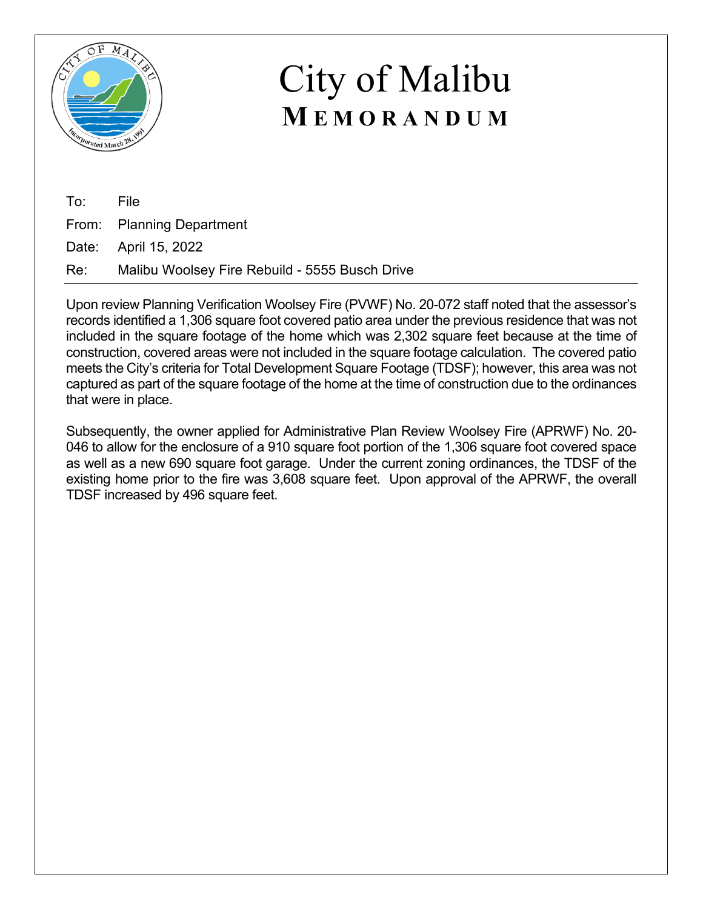# City of Malibu
## MEMORANDUM

To: File

From: Planning Department

Date: April 15, 2022

Re: Malibu Woolsey Fire Rebuild - 5555 Busch Drive

---

Upon review Planning Verification Woolsey Fire (PVWF) No. 20-072 staff noted that the assessor's records identified a 1,306 square foot covered patio area under the previous residence that was not included in the square footage of the home which was 2,302 square feet because at the time of construction, covered areas were not included in the square footage calculation. The covered patio meets the City's criteria for Total Development Square Footage (TDSF); however, this area was not captured as part of the square footage of the home at the time of construction due to the ordinances that were in place.

Subsequently, the owner applied for Administrative Plan Review Woolsey Fire (APRWF) No. 20-046 to allow for the enclosure of a 910 square foot portion of the 1,306 square foot covered space as well as a new 690 square foot garage. Under the current zoning ordinances, the TDSF of the existing home prior to the fire was 3,608 square feet. Upon approval of the APRWF, the overall TDSF increased by 496 square feet.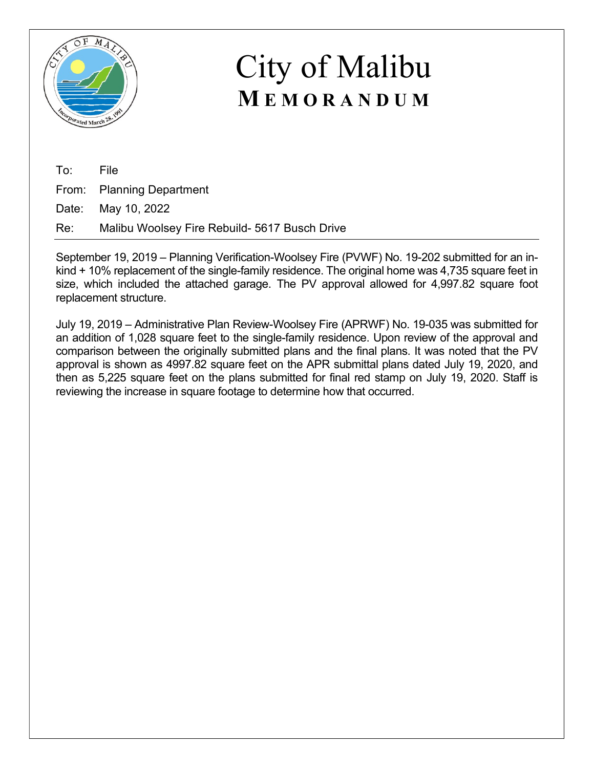# City of Malibu

## MEMORANDUM

To: File

From: Planning Department

Date: May 10, 2022

Re: Malibu Woolsey Fire Rebuild- 5617 Busch Drive

---

September 19, 2019 – Planning Verification-Woolsey Fire (PVWF) No. 19-202 submitted for an in-kind + 10% replacement of the single-family residence. The original home was 4,735 square feet in size, which included the attached garage. The PV approval allowed for 4,997.82 square foot replacement structure.

July 19, 2019 – Administrative Plan Review-Woolsey Fire (APRWF) No. 19-035 was submitted for an addition of 1,028 square feet to the single-family residence. Upon review of the approval and comparison between the originally submitted plans and the final plans. It was noted that the PV approval is shown as 4997.82 square feet on the APR submittal plans dated July 19, 2020, and then as 5,225 square feet on the plans submitted for final red stamp on July 19, 2020. Staff is reviewing the increase in square footage to determine how that occurred.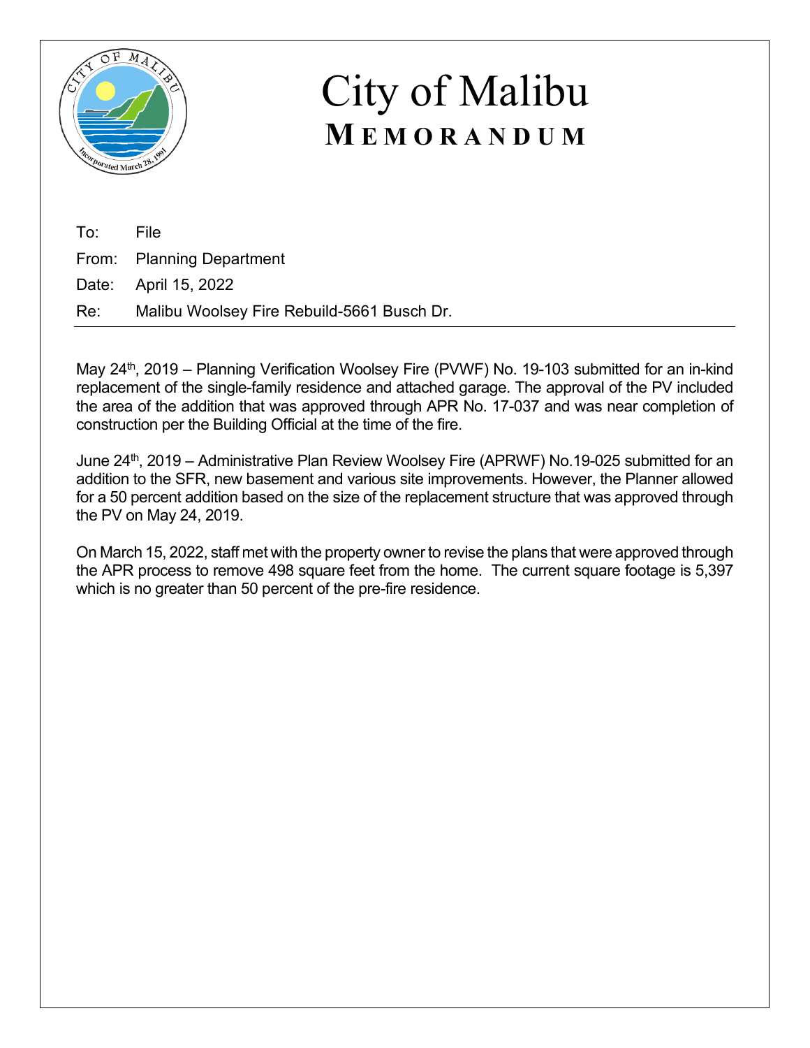# City of Malibu
## MEMORANDUM

To: File

From: Planning Department

Date: April 15, 2022

Re: Malibu Woolsey Fire Rebuild-5661 Busch Dr.

---

May 24th, 2019 – Planning Verification Woolsey Fire (PVWF) No. 19-103 submitted for an in-kind replacement of the single-family residence and attached garage. The approval of the PV included the area of the addition that was approved through APR No. 17-037 and was near completion of construction per the Building Official at the time of the fire.

June 24th, 2019 – Administrative Plan Review Woolsey Fire (APRWF) No.19-025 submitted for an addition to the SFR, new basement and various site improvements. However, the Planner allowed for a 50 percent addition based on the size of the replacement structure that was approved through the PV on May 24, 2019.

On March 15, 2022, staff met with the property owner to revise the plans that were approved through the APR process to remove 498 square feet from the home. The current square footage is 5,397 which is no greater than 50 percent of the pre-fire residence.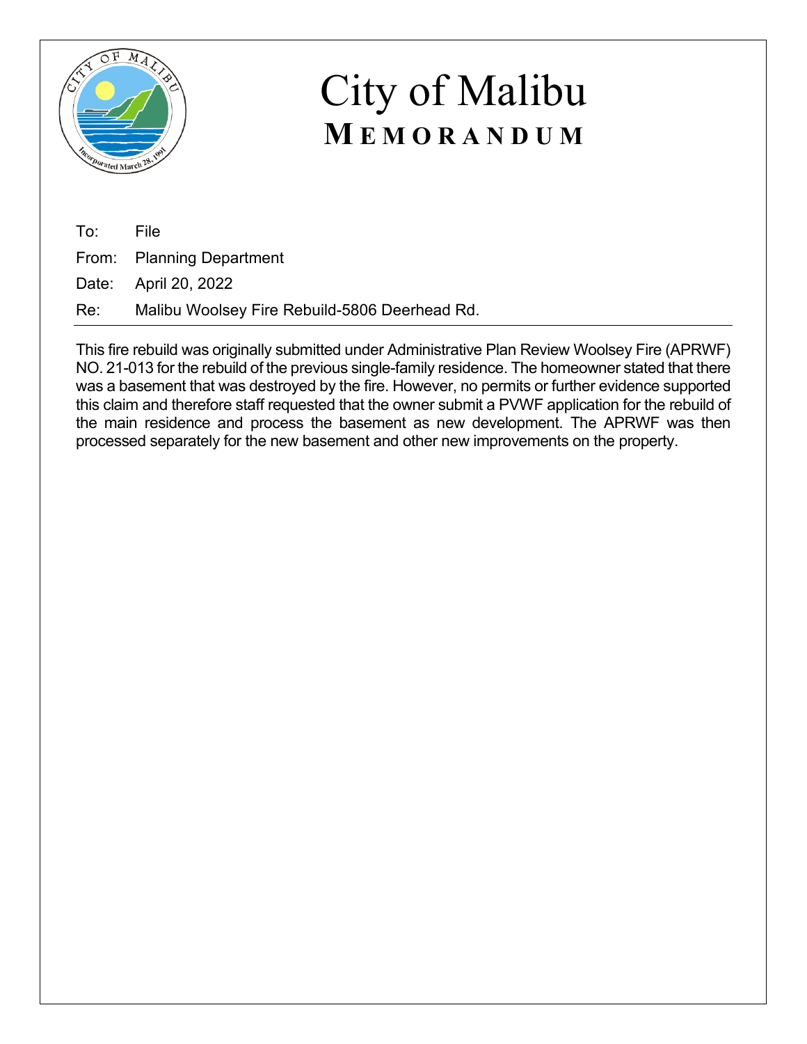# City of Malibu

## MEMORANDUM

To: File

From: Planning Department

Date: April 20, 2022

Re: Malibu Woolsey Fire Rebuild-5806 Deerhead Rd.

---

This fire rebuild was originally submitted under Administrative Plan Review Woolsey Fire (APRWF) NO. 21-013 for the rebuild of the previous single-family residence. The homeowner stated that there was a basement that was destroyed by the fire. However, no permits or further evidence supported this claim and therefore staff requested that the owner submit a PVWF application for the rebuild of the main residence and process the basement as new development. The APRWF was then processed separately for the new basement and other new improvements on the property.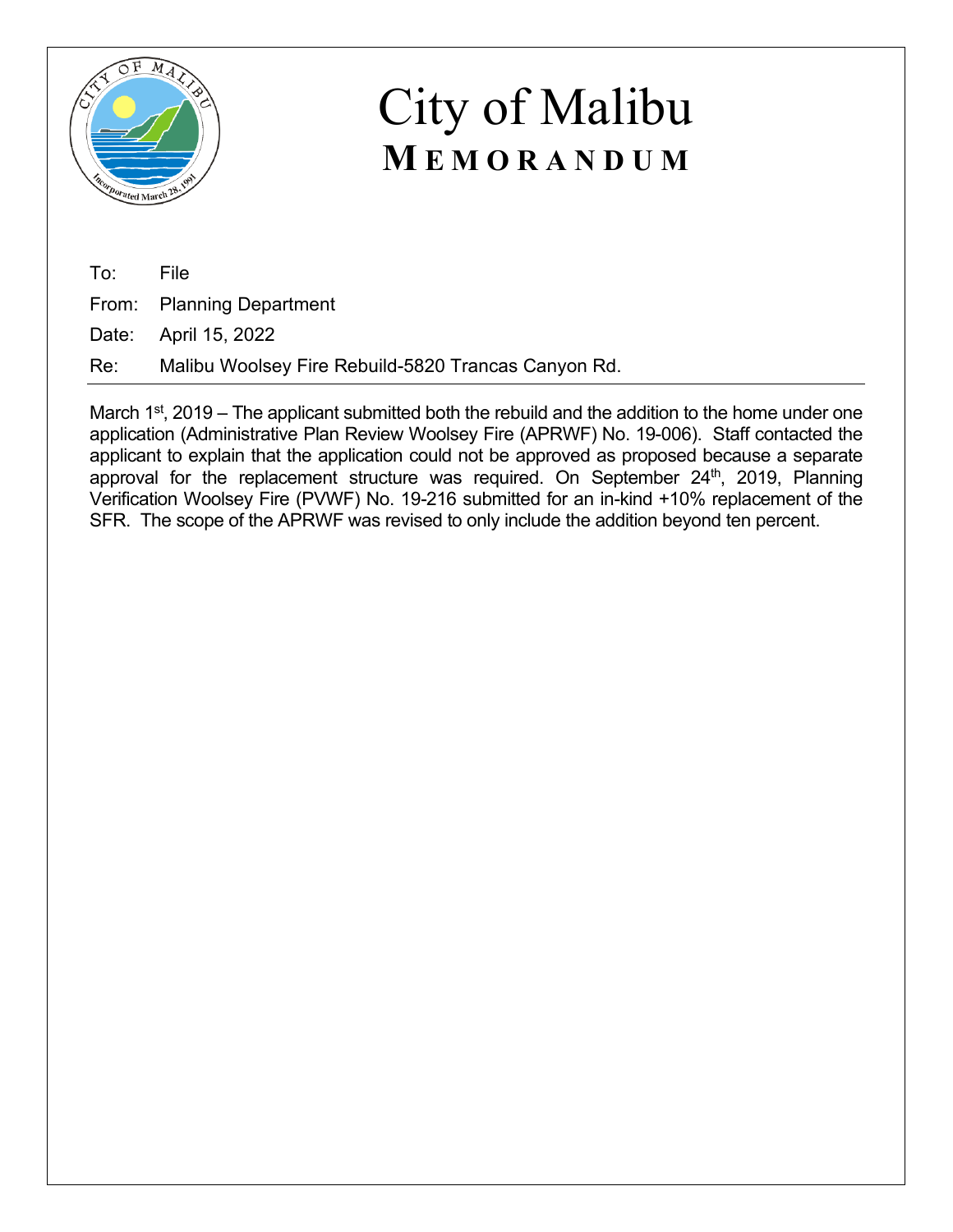# City of Malibu
## MEMORANDUM

To: File

From: Planning Department

Date: April 15, 2022

Re: Malibu Woolsey Fire Rebuild-5820 Trancas Canyon Rd.

---

March 1st, 2019 – The applicant submitted both the rebuild and the addition to the home under one application (Administrative Plan Review Woolsey Fire (APRWF) No. 19-006). Staff contacted the applicant to explain that the application could not be approved as proposed because a separate approval for the replacement structure was required. On September 24th, 2019, Planning Verification Woolsey Fire (PVWF) No. 19-216 submitted for an in-kind +10% replacement of the SFR. The scope of the APRWF was revised to only include the addition beyond ten percent.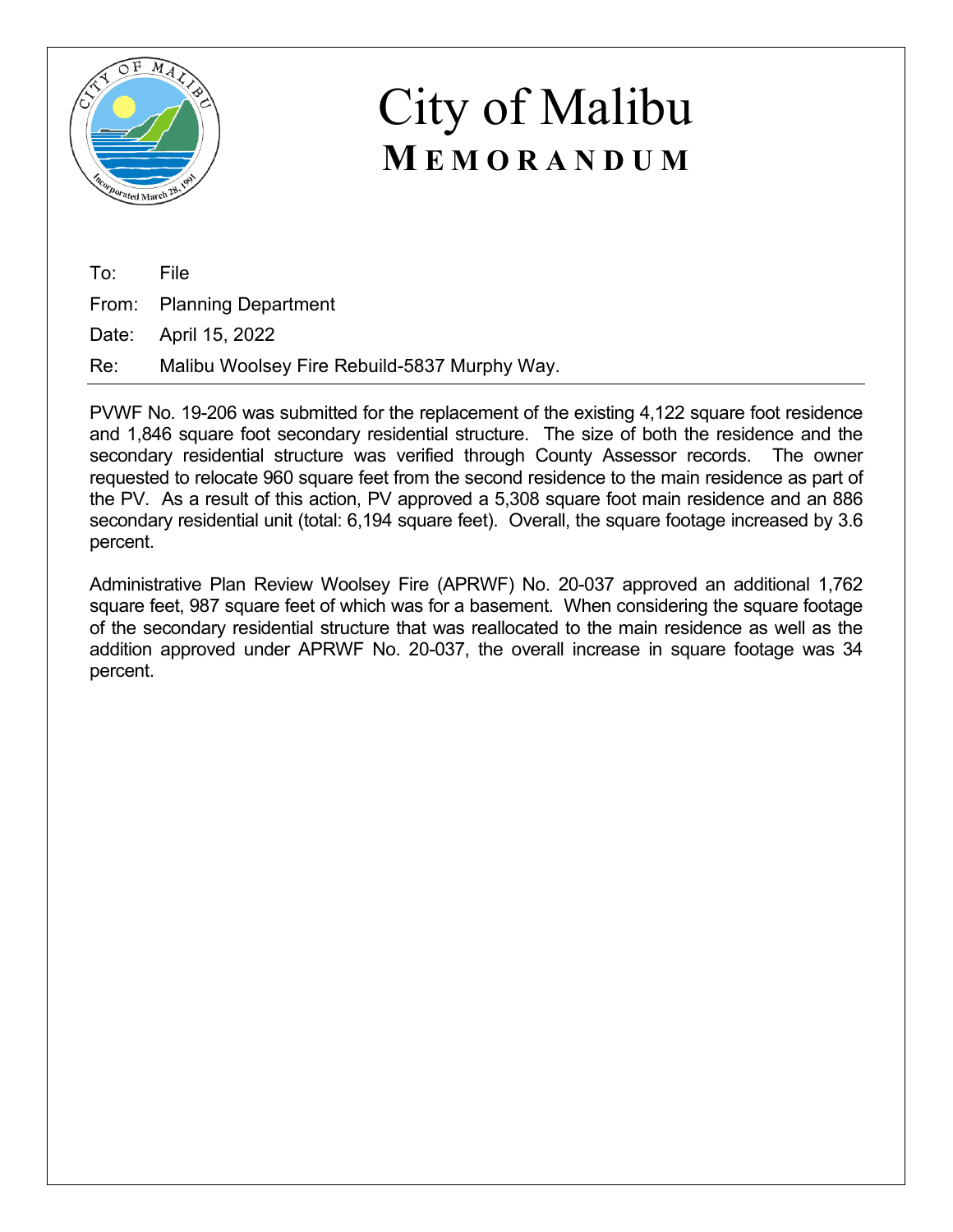# City of Malibu

## MEMORANDUM

To: File

From: Planning Department

Date: April 15, 2022

Re: Malibu Woolsey Fire Rebuild-5837 Murphy Way.

---

PVWF No. 19-206 was submitted for the replacement of the existing 4,122 square foot residence and 1,846 square foot secondary residential structure. The size of both the residence and the secondary residential structure was verified through County Assessor records. The owner requested to relocate 960 square feet from the second residence to the main residence as part of the PV. As a result of this action, PV approved a 5,308 square foot main residence and an 886 secondary residential unit (total: 6,194 square feet). Overall, the square footage increased by 3.6 percent.

Administrative Plan Review Woolsey Fire (APRWF) No. 20-037 approved an additional 1,762 square feet, 987 square feet of which was for a basement. When considering the square footage of the secondary residential structure that was reallocated to the main residence as well as the addition approved under APRWF No. 20-037, the overall increase in square footage was 34 percent.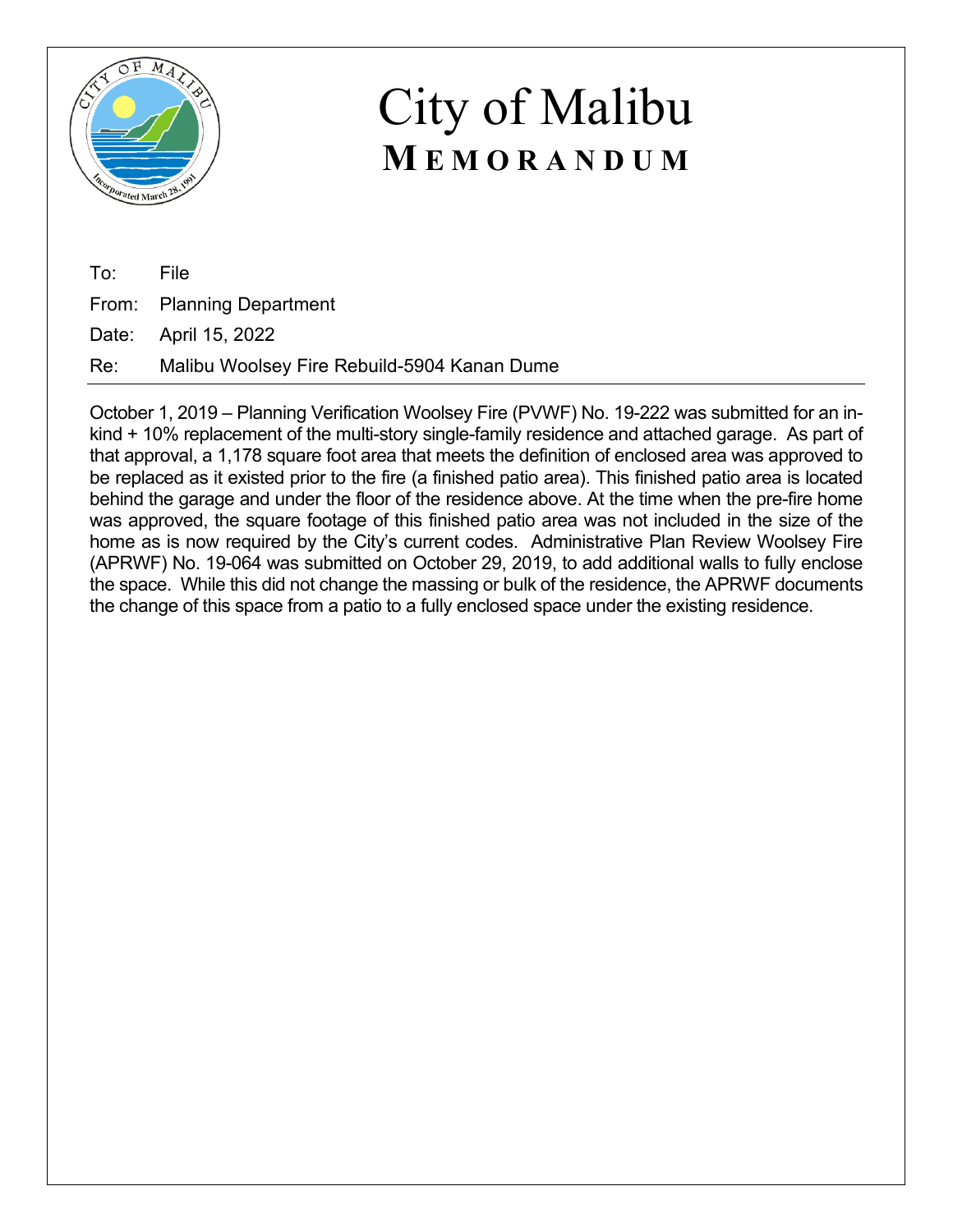# City of Malibu

## MEMORANDUM

To: File

From: Planning Department

Date: April 15, 2022

Re: Malibu Woolsey Fire Rebuild-5904 Kanan Dume

---

October 1, 2019 – Planning Verification Woolsey Fire (PVWF) No. 19-222 was submitted for an in-kind + 10% replacement of the multi-story single-family residence and attached garage. As part of that approval, a 1,178 square foot area that meets the definition of enclosed area was approved to be replaced as it existed prior to the fire (a finished patio area). This finished patio area is located behind the garage and under the floor of the residence above. At the time when the pre-fire home was approved, the square footage of this finished patio area was not included in the size of the home as is now required by the City's current codes. Administrative Plan Review Woolsey Fire (APRWF) No. 19-064 was submitted on October 29, 2019, to add additional walls to fully enclose the space. While this did not change the massing or bulk of the residence, the APRWF documents the change of this space from a patio to a fully enclosed space under the existing residence.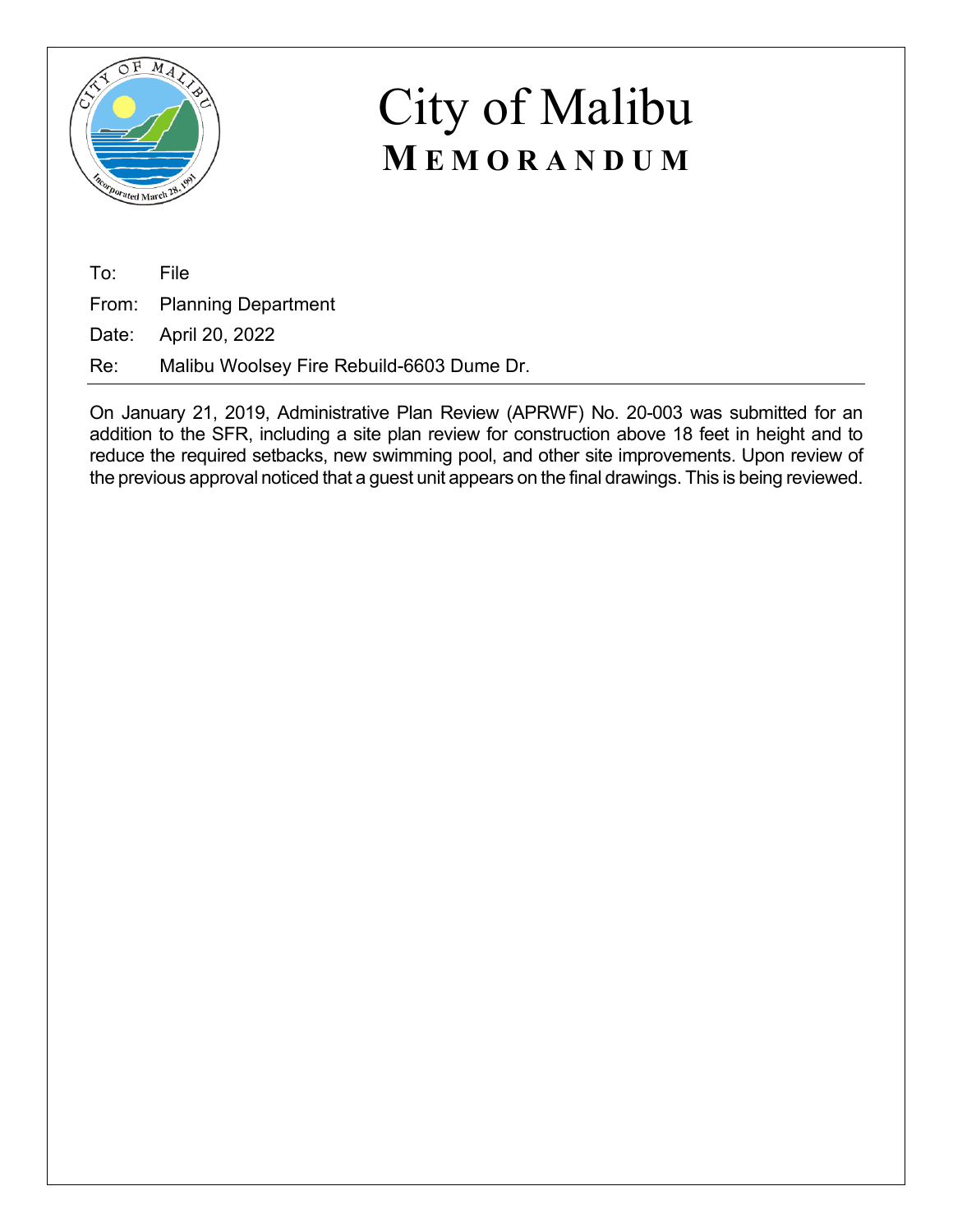# City of Malibu

## MEMORANDUM

To: File

From: Planning Department

Date: April 20, 2022

Re: Malibu Woolsey Fire Rebuild-6603 Dume Dr.

---

On January 21, 2019, Administrative Plan Review (APRWF) No. 20-003 was submitted for an addition to the SFR, including a site plan review for construction above 18 feet in height and to reduce the required setbacks, new swimming pool, and other site improvements. Upon review of the previous approval noticed that a guest unit appears on the final drawings. This is being reviewed.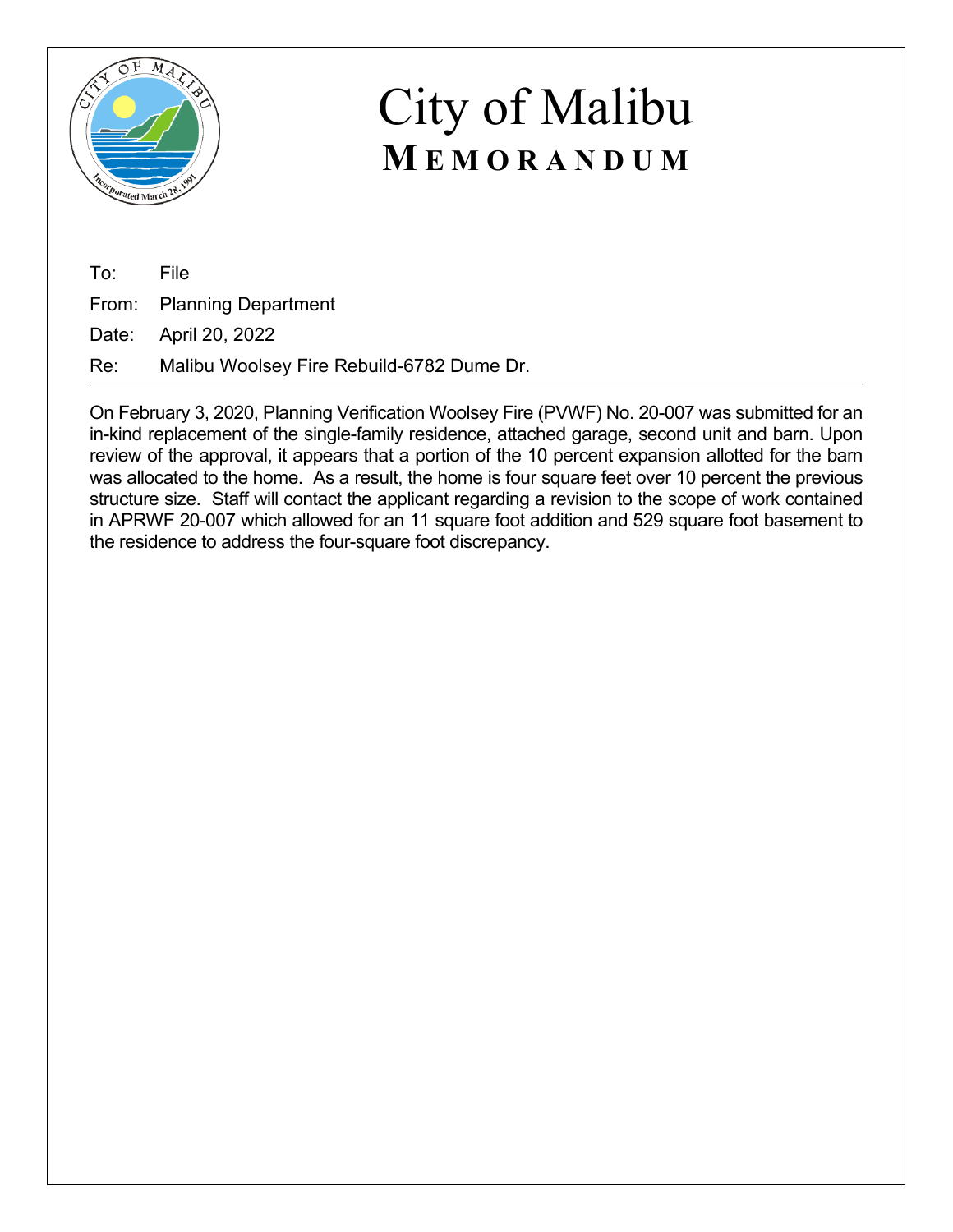# City of Malibu

## MEMORANDUM

To: File

From: Planning Department

Date: April 20, 2022

Re: Malibu Woolsey Fire Rebuild-6782 Dume Dr.

On February 3, 2020, Planning Verification Woolsey Fire (PVWF) No. 20-007 was submitted for an in-kind replacement of the single-family residence, attached garage, second unit and barn. Upon review of the approval, it appears that a portion of the 10 percent expansion allotted for the barn was allocated to the home. As a result, the home is four square feet over 10 percent the previous structure size. Staff will contact the applicant regarding a revision to the scope of work contained in APRWF 20-007 which allowed for an 11 square foot addition and 529 square foot basement to the residence to address the four-square foot discrepancy.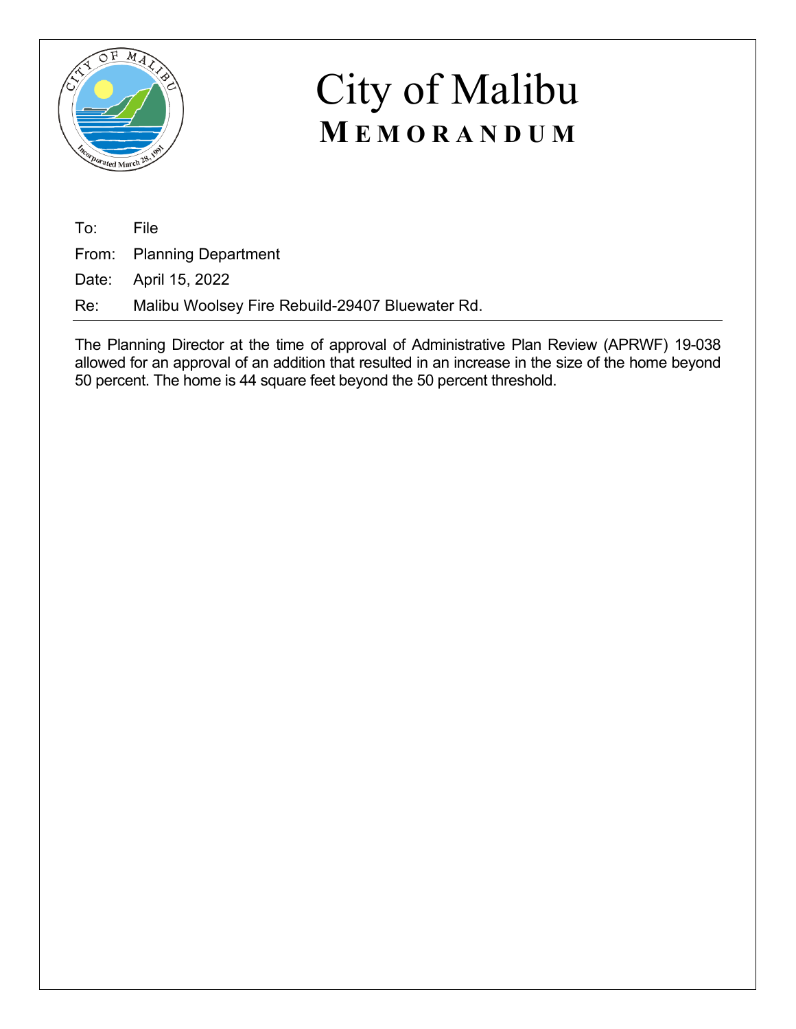# City of Malibu

## MEMORANDUM

To: File

From: Planning Department

Date: April 15, 2022

Re: Malibu Woolsey Fire Rebuild-29407 Bluewater Rd.

---

The Planning Director at the time of approval of Administrative Plan Review (APRWF) 19-038 allowed for an approval of an addition that resulted in an increase in the size of the home beyond 50 percent. The home is 44 square feet beyond the 50 percent threshold.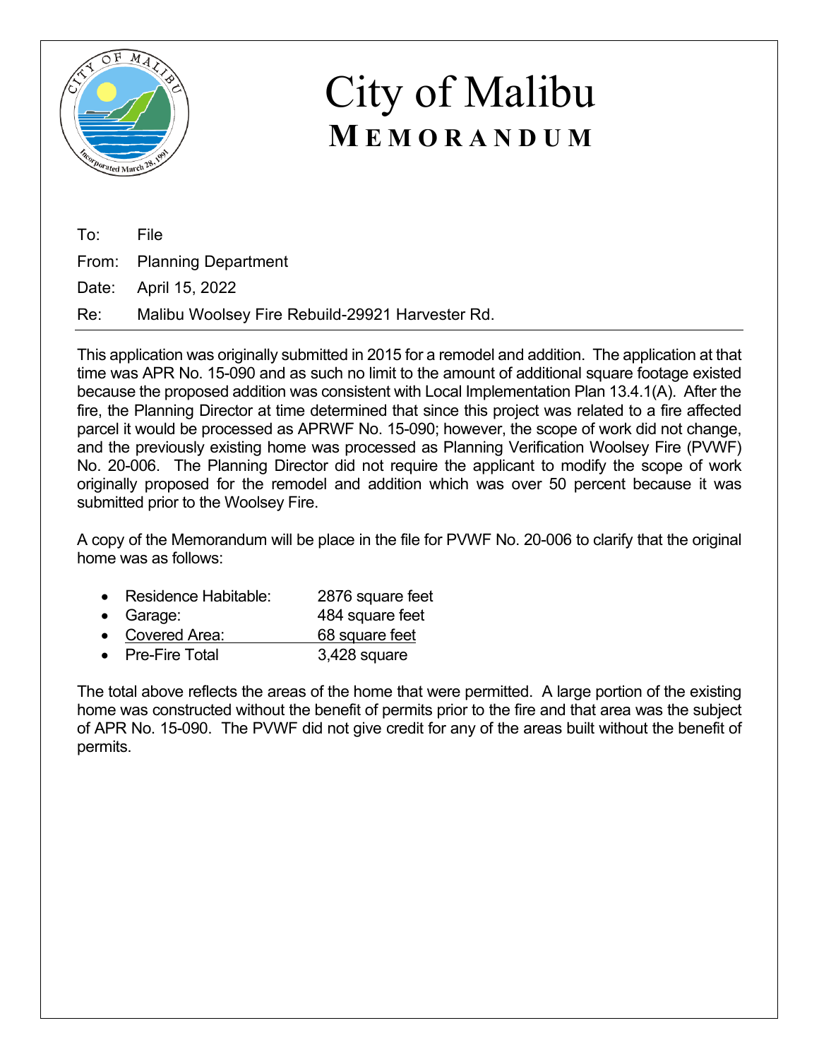# City of Malibu

## MEMORANDUM

To: File

From: Planning Department

Date: April 15, 2022

Re: Malibu Woolsey Fire Rebuild-29921 Harvester Rd.

---

This application was originally submitted in 2015 for a remodel and addition. The application at that time was APR No. 15-090 and as such no limit to the amount of additional square footage existed because the proposed addition was consistent with Local Implementation Plan 13.4.1(A). After the fire, the Planning Director at time determined that since this project was related to a fire affected parcel it would be processed as APRWF No. 15-090; however, the scope of work did not change, and the previously existing home was processed as Planning Verification Woolsey Fire (PVWF) No. 20-006. The Planning Director did not require the applicant to modify the scope of work originally proposed for the remodel and addition which was over 50 percent because it was submitted prior to the Woolsey Fire.

A copy of the Memorandum will be place in the file for PVWF No. 20-006 to clarify that the original home was as follows:

- Residence Habitable: 2876 square feet
- Garage: 484 square feet
- Covered Area: 68 square feet
- Pre-Fire Total 3,428 square

The total above reflects the areas of the home that were permitted. A large portion of the existing home was constructed without the benefit of permits prior to the fire and that area was the subject of APR No. 15-090. The PVWF did not give credit for any of the areas built without the benefit of permits.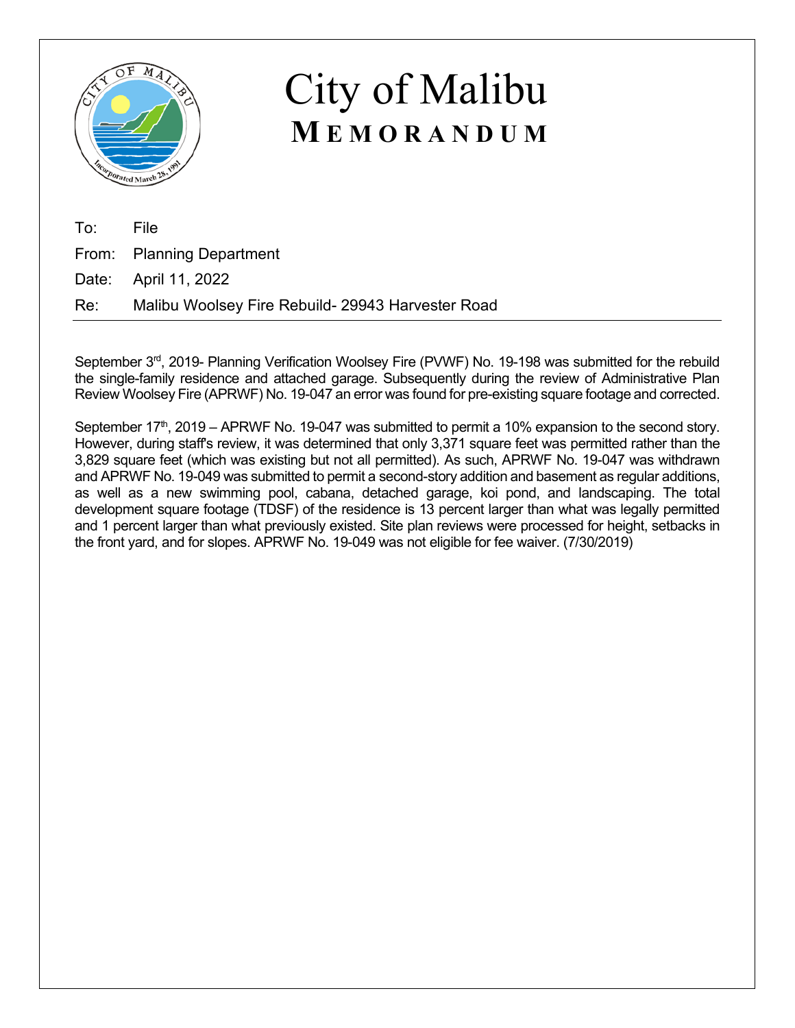# City of Malibu
## MEMORANDUM

To: File

From: Planning Department

Date: April 11, 2022

Re: Malibu Woolsey Fire Rebuild- 29943 Harvester Road

---

September 3rd, 2019- Planning Verification Woolsey Fire (PVWF) No. 19-198 was submitted for the rebuild the single-family residence and attached garage. Subsequently during the review of Administrative Plan Review Woolsey Fire (APRWF) No. 19-047 an error was found for pre-existing square footage and corrected.

September 17th, 2019 – APRWF No. 19-047 was submitted to permit a 10% expansion to the second story. However, during staff's review, it was determined that only 3,371 square feet was permitted rather than the 3,829 square feet (which was existing but not all permitted). As such, APRWF No. 19-047 was withdrawn and APRWF No. 19-049 was submitted to permit a second-story addition and basement as regular additions, as well as a new swimming pool, cabana, detached garage, koi pond, and landscaping. The total development square footage (TDSF) of the residence is 13 percent larger than what was legally permitted and 1 percent larger than what previously existed. Site plan reviews were processed for height, setbacks in the front yard, and for slopes. APRWF No. 19-049 was not eligible for fee waiver. (7/30/2019)